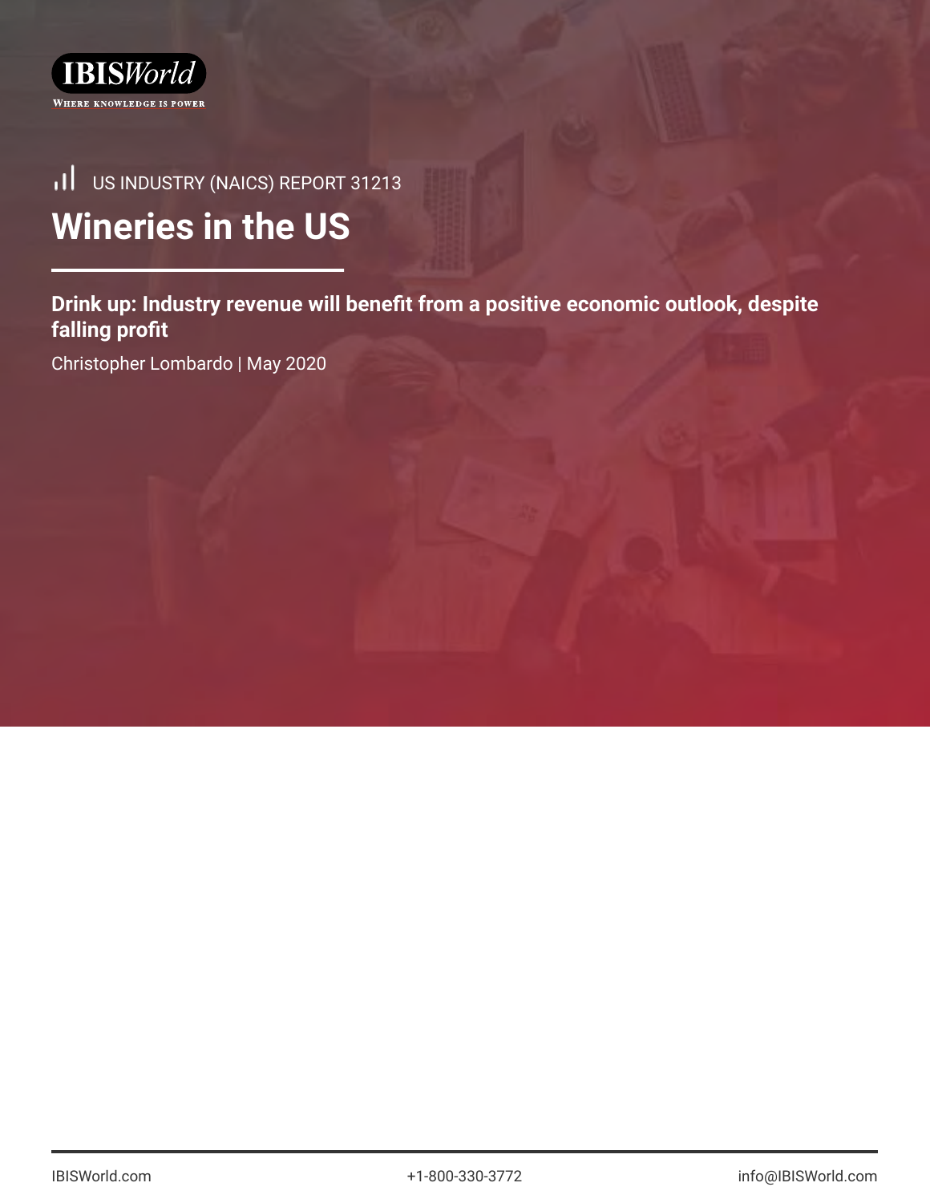IBISWorld

WHERE KNOWLEDGE IS POWER

US INDUSTRY (NAICS) REPORT 31213

# Wineries in the US

**Drink up: Industry revenue will benefit from a positive economic outlook, despite falling profit**

Christopher Lombardo | May 2020

IBISWorld.com | +1-800-330-3772 | info@IBISWorld.com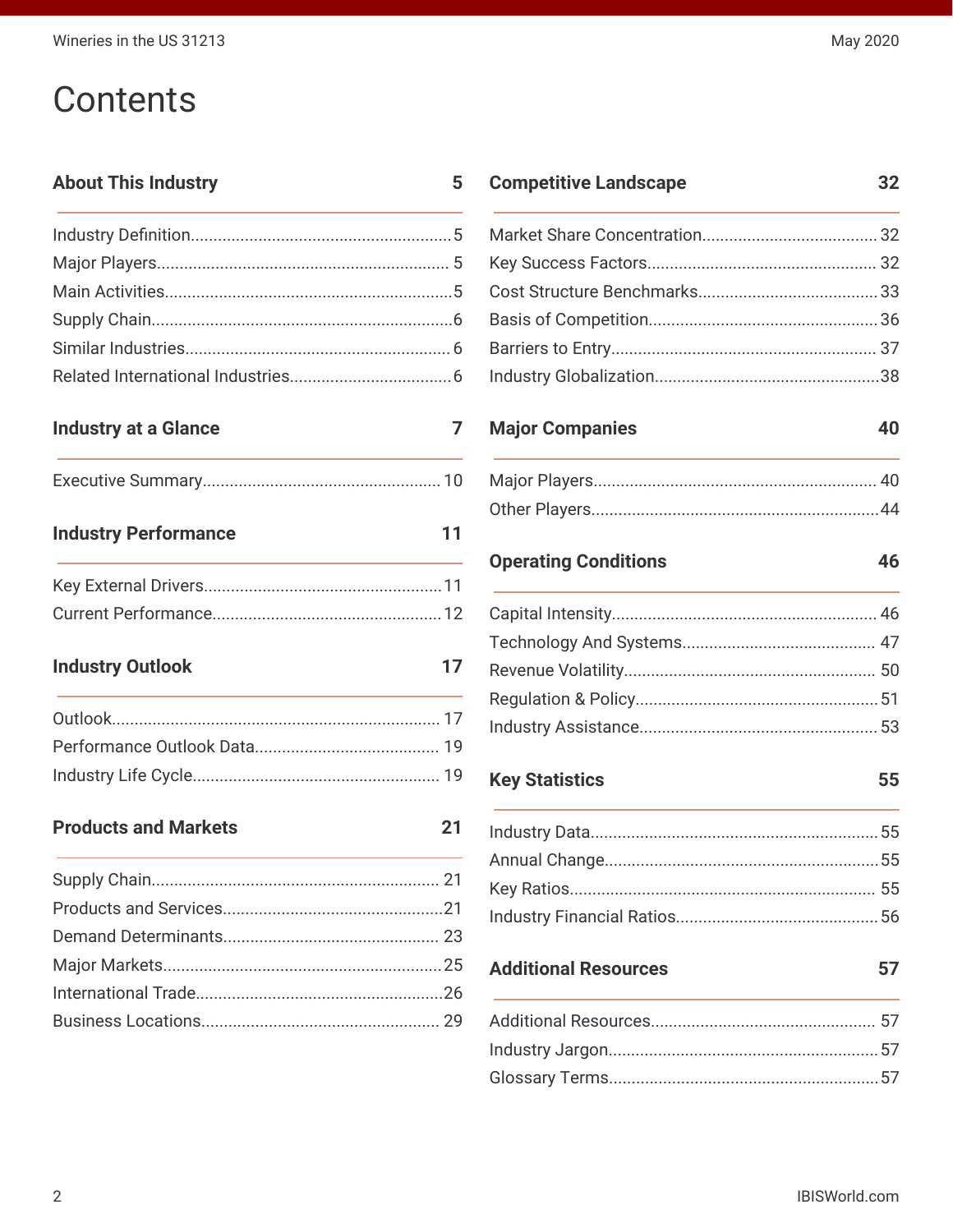# Contents

## About This Industry 5

- Industry Definition 5
- Major Players 5
- Main Activities 5
- Supply Chain 6
- Similar Industries 6
- Related International Industries 6

## Industry at a Glance 7

- Executive Summary 10

## Industry Performance 11

- Key External Drivers 11
- Current Performance 12

## Industry Outlook 17

- Outlook 17
- Performance Outlook Data 19
- Industry Life Cycle 19

## Products and Markets 21

- Supply Chain 21
- Products and Services 21
- Demand Determinants 23
- Major Markets 25
- International Trade 26
- Business Locations 29

## Competitive Landscape 32

- Market Share Concentration 32
- Key Success Factors 32
- Cost Structure Benchmarks 33
- Basis of Competition 36
- Barriers to Entry 37
- Industry Globalization 38

## Major Companies 40

- Major Players 40
- Other Players 44

## Operating Conditions 46

- Capital Intensity 46
- Technology And Systems 47
- Revenue Volatility 50
- Regulation & Policy 51
- Industry Assistance 53

## Key Statistics 55

- Industry Data 55
- Annual Change 55
- Key Ratios 55
- Industry Financial Ratios 56

## Additional Resources 57

- Additional Resources 57
- Industry Jargon 57
- Glossary Terms 57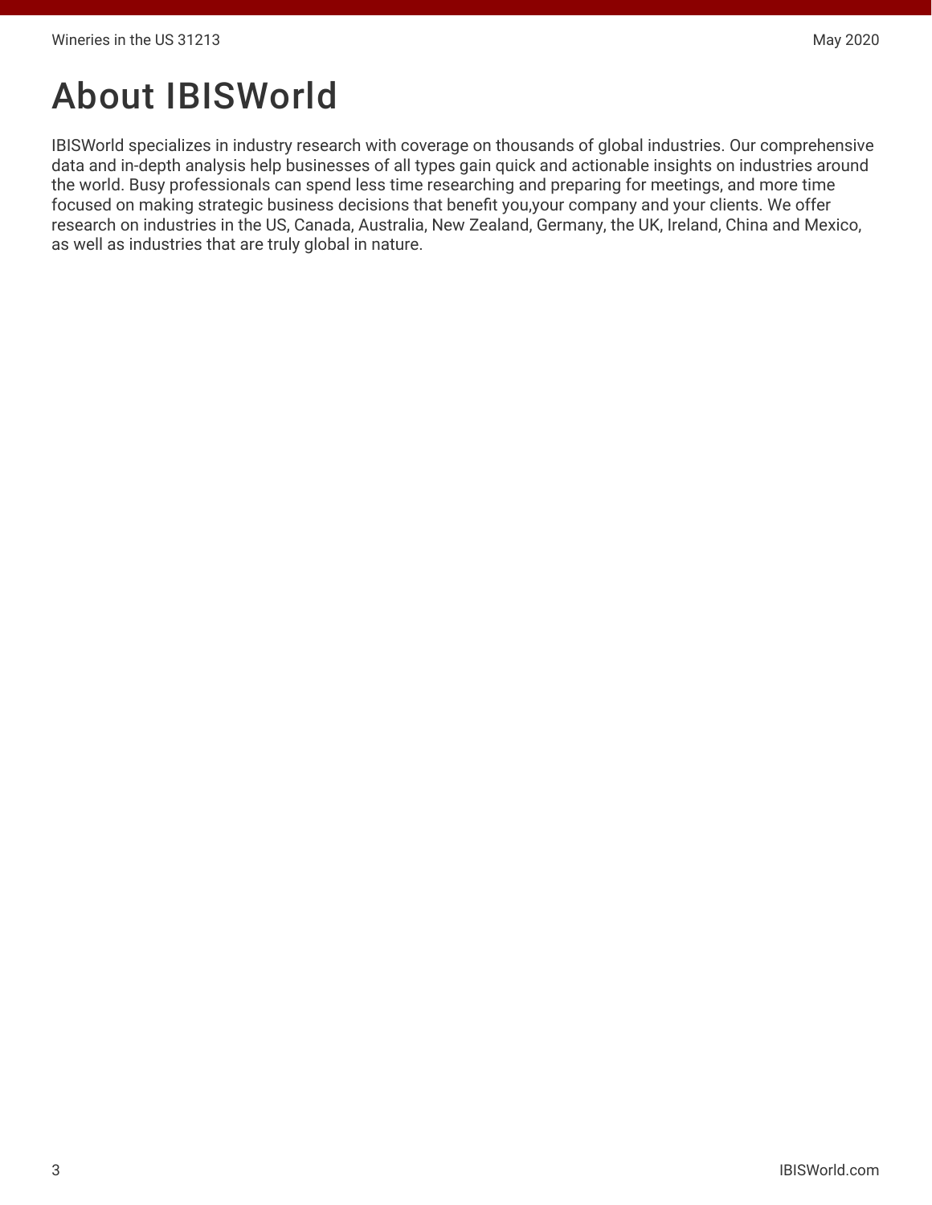# About IBISWorld

IBISWorld specializes in industry research with coverage on thousands of global industries. Our comprehensive data and in-depth analysis help businesses of all types gain quick and actionable insights on industries around the world. Busy professionals can spend less time researching and preparing for meetings, and more time focused on making strategic business decisions that benefit you,your company and your clients. We offer research on industries in the US, Canada, Australia, New Zealand, Germany, the UK, Ireland, China and Mexico, as well as industries that are truly global in nature.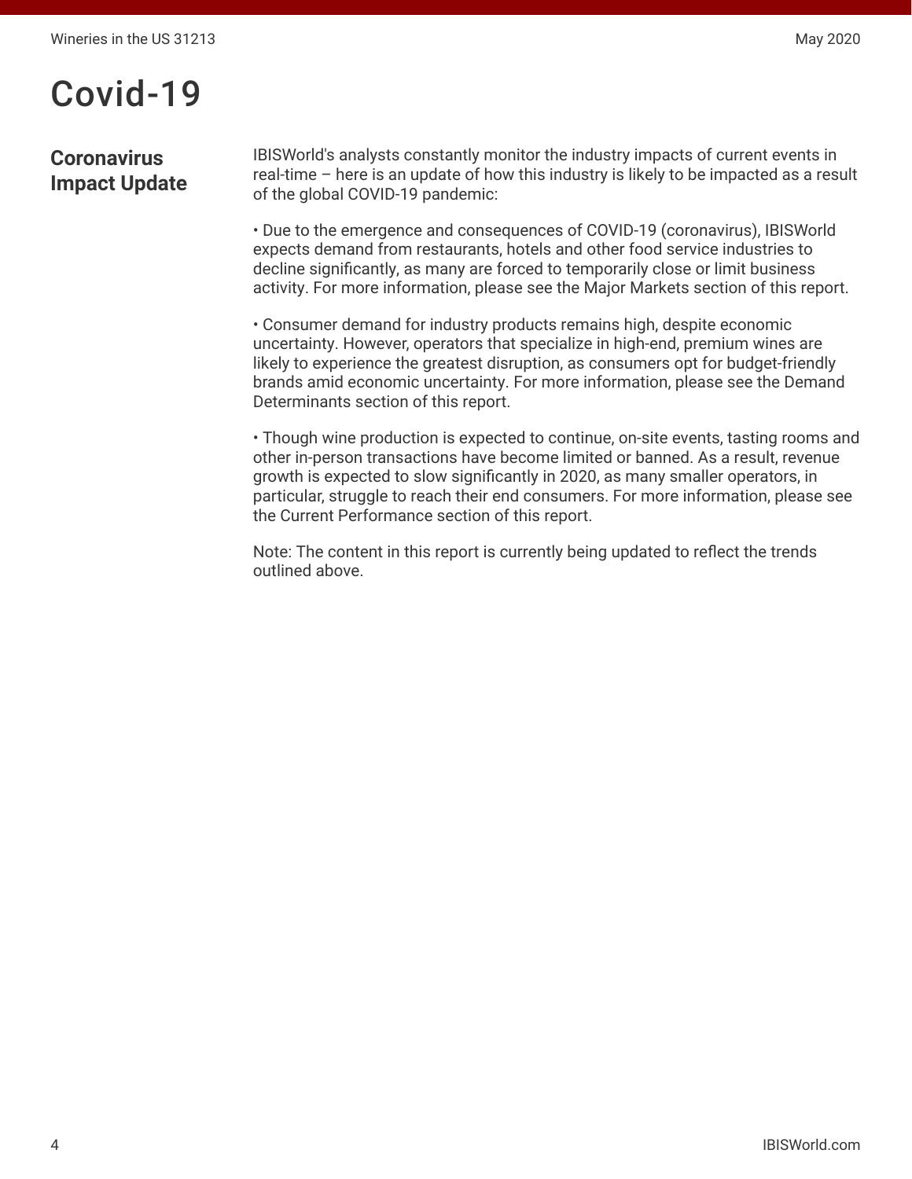# Covid-19

## Coronavirus Impact Update

IBISWorld's analysts constantly monitor the industry impacts of current events in real-time – here is an update of how this industry is likely to be impacted as a result of the global COVID-19 pandemic:

• Due to the emergence and consequences of COVID-19 (coronavirus), IBISWorld expects demand from restaurants, hotels and other food service industries to decline significantly, as many are forced to temporarily close or limit business activity. For more information, please see the Major Markets section of this report.

• Consumer demand for industry products remains high, despite economic uncertainty. However, operators that specialize in high-end, premium wines are likely to experience the greatest disruption, as consumers opt for budget-friendly brands amid economic uncertainty. For more information, please see the Demand Determinants section of this report.

• Though wine production is expected to continue, on-site events, tasting rooms and other in-person transactions have become limited or banned. As a result, revenue growth is expected to slow significantly in 2020, as many smaller operators, in particular, struggle to reach their end consumers. For more information, please see the Current Performance section of this report.

Note: The content in this report is currently being updated to reflect the trends outlined above.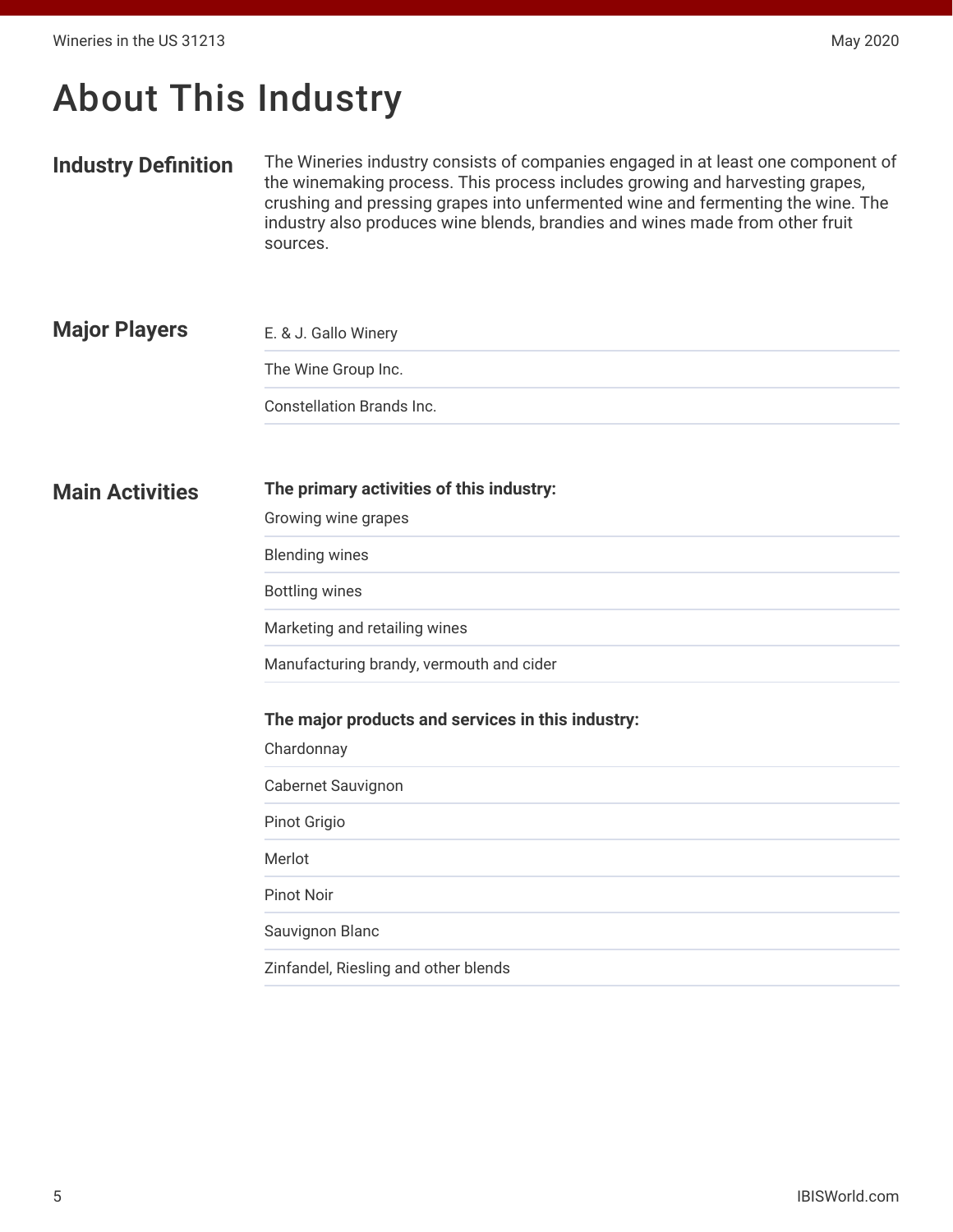# About This Industry

## Industry Definition

The Wineries industry consists of companies engaged in at least one component of the winemaking process. This process includes growing and harvesting grapes, crushing and pressing grapes into unfermented wine and fermenting the wine. The industry also produces wine blends, brandies and wines made from other fruit sources.

## Major Players

- E. & J. Gallo Winery
- The Wine Group Inc.
- Constellation Brands Inc.

## Main Activities

**The primary activities of this industry:**

- Growing wine grapes
- Blending wines
- Bottling wines
- Marketing and retailing wines
- Manufacturing brandy, vermouth and cider

**The major products and services in this industry:**

- Chardonnay
- Cabernet Sauvignon
- Pinot Grigio
- Merlot
- Pinot Noir
- Sauvignon Blanc
- Zinfandel, Riesling and other blends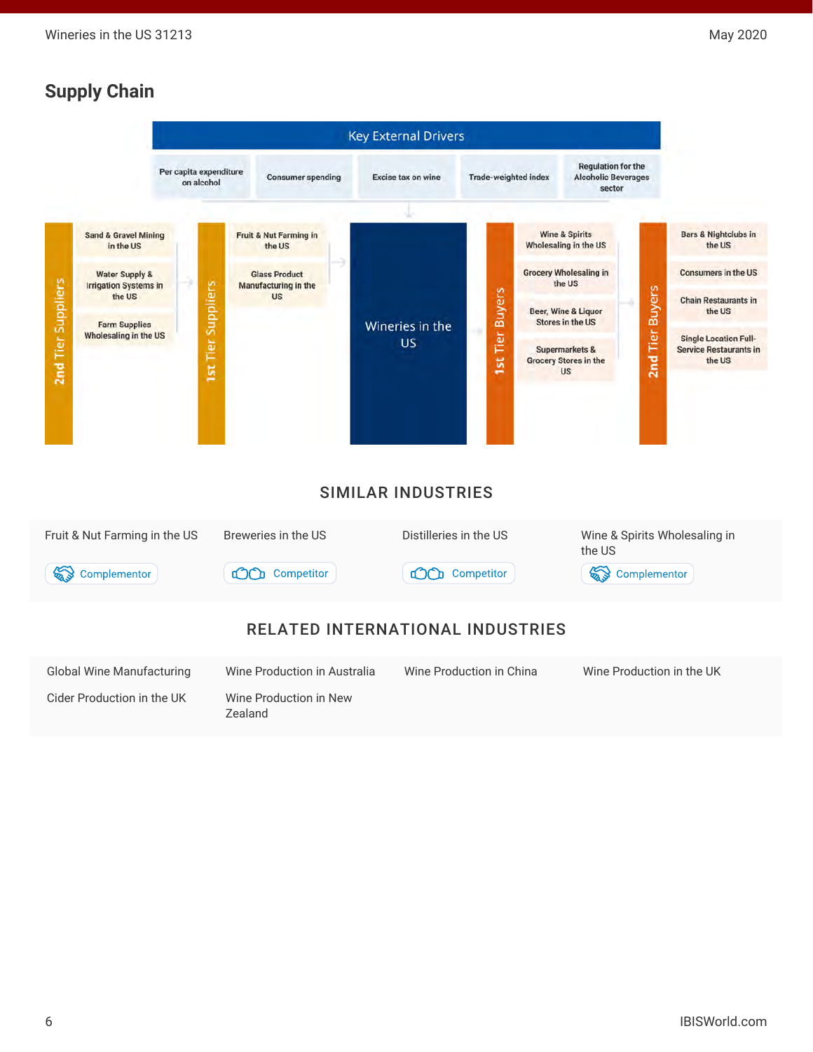## Supply Chain

**Key External Drivers**

- Per capita expenditure on alcohol
- Consumer spending
- Excise tax on wine
- Trade-weighted index
- Regulation for the Alcoholic Beverages sector

**2nd Tier Suppliers**

- Sand & Gravel Mining in the US
- Water Supply & Irrigation Systems in the US
- Farm Supplies Wholesaling in the US

**1st Tier Suppliers**

- Fruit & Nut Farming in the US
- Glass Product Manufacturing in the US

**Wineries in the US**

**1st Tier Buyers**

- Wine & Spirits Wholesaling in the US
- Grocery Wholesaling in the US
- Beer, Wine & Liquor Stores in the US
- Supermarkets & Grocery Stores in the US

**2nd Tier Buyers**

- Bars & Nightclubs in the US
- Consumers in the US
- Chain Restaurants in the US
- Single Location Full-Service Restaurants in the US

## SIMILAR INDUSTRIES

| Industry | Relationship |
| --- | --- |
| Fruit & Nut Farming in the US | Complementor |
| Breweries in the US | Competitor |
| Distilleries in the US | Competitor |
| Wine & Spirits Wholesaling in the US | Complementor |

## RELATED INTERNATIONAL INDUSTRIES

- Global Wine Manufacturing
- Wine Production in Australia
- Wine Production in China
- Wine Production in the UK
- Cider Production in the UK
- Wine Production in New Zealand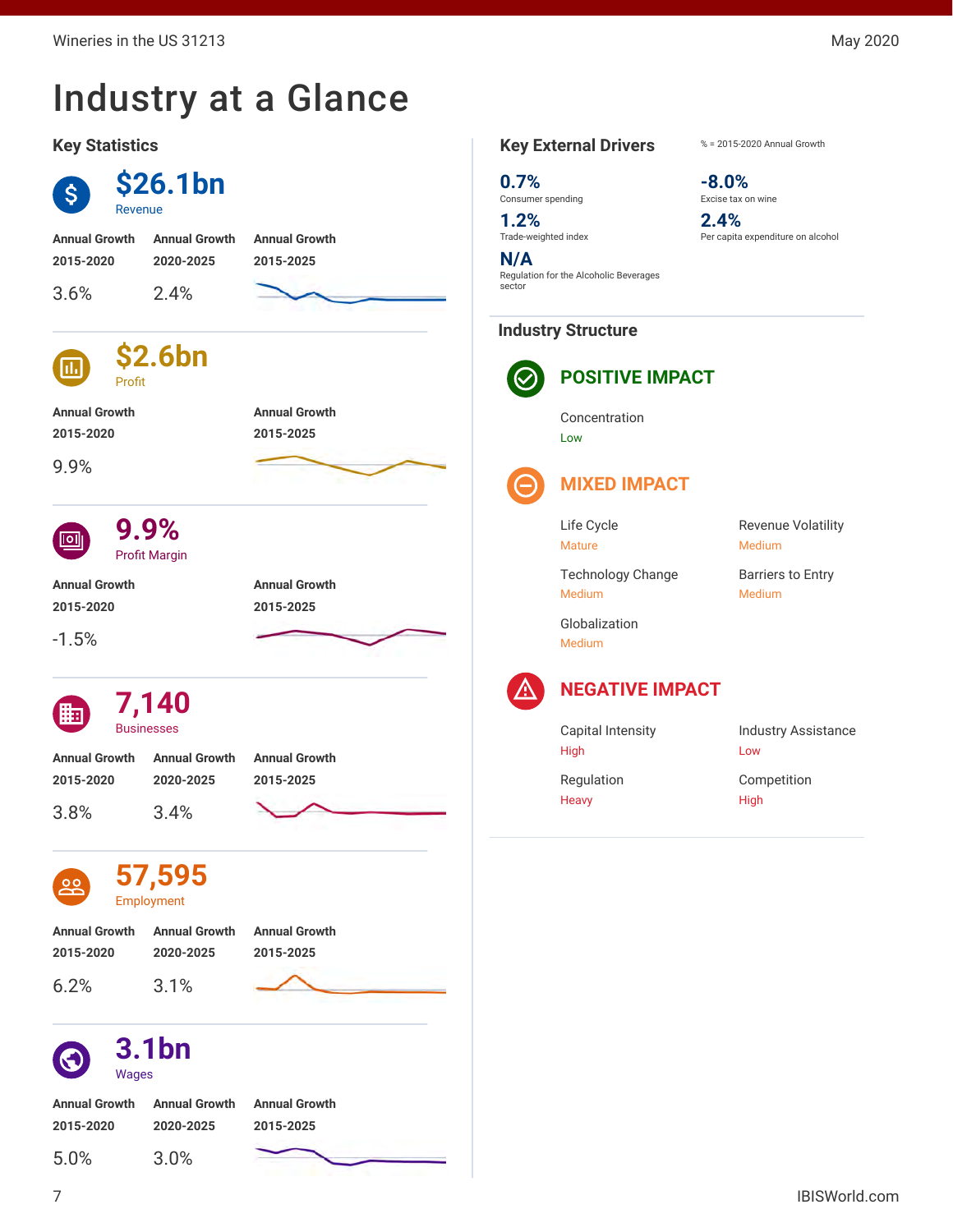# Industry at a Glance

## Key Statistics

**$26.1bn**
Revenue

| Annual Growth 2015-2020 | Annual Growth 2020-2025 | Annual Growth 2015-2025 |
|---|---|---|
| 3.6% | 2.4% | |

**$2.6bn**
Profit

| Annual Growth 2015-2020 | Annual Growth 2015-2025 |
|---|---|
| 9.9% | |

**9.9%**
Profit Margin

| Annual Growth 2015-2020 | Annual Growth 2015-2025 |
|---|---|
| -1.5% | |

**7,140**
Businesses

| Annual Growth 2015-2020 | Annual Growth 2020-2025 | Annual Growth 2015-2025 |
|---|---|---|
| 3.8% | 3.4% | |

**57,595**
Employment

| Annual Growth 2015-2020 | Annual Growth 2020-2025 | Annual Growth 2015-2025 |
|---|---|---|
| 6.2% | 3.1% | |

**3.1bn**
Wages

| Annual Growth 2015-2020 | Annual Growth 2020-2025 | Annual Growth 2015-2025 |
|---|---|---|
| 5.0% | 3.0% | |

## Key External Drivers

% = 2015-2020 Annual Growth

**0.7%**
Consumer spending

**-8.0%**
Excise tax on wine

**1.2%**
Trade-weighted index

**2.4%**
Per capita expenditure on alcohol

**N/A**
Regulation for the Alcoholic Beverages sector

## Industry Structure

### POSITIVE IMPACT

Concentration
Low

### MIXED IMPACT

Life Cycle
Mature

Revenue Volatility
Medium

Technology Change
Medium

Barriers to Entry
Medium

Globalization
Medium

### NEGATIVE IMPACT

Capital Intensity
High

Industry Assistance
Low

Regulation
Heavy

Competition
High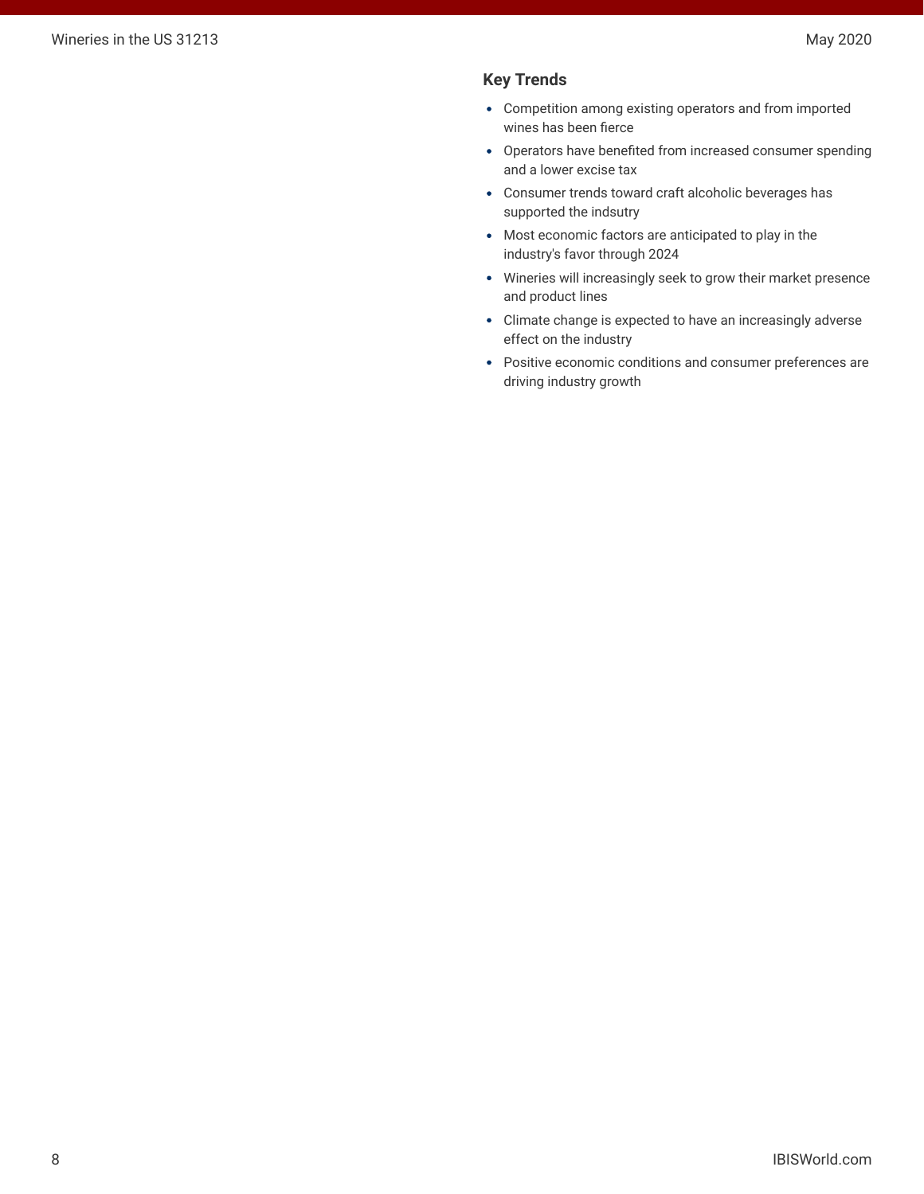### Key Trends

- Competition among existing operators and from imported wines has been fierce
- Operators have benefited from increased consumer spending and a lower excise tax
- Consumer trends toward craft alcoholic beverages has supported the indsutry
- Most economic factors are anticipated to play in the industry's favor through 2024
- Wineries will increasingly seek to grow their market presence and product lines
- Climate change is expected to have an increasingly adverse effect on the industry
- Positive economic conditions and consumer preferences are driving industry growth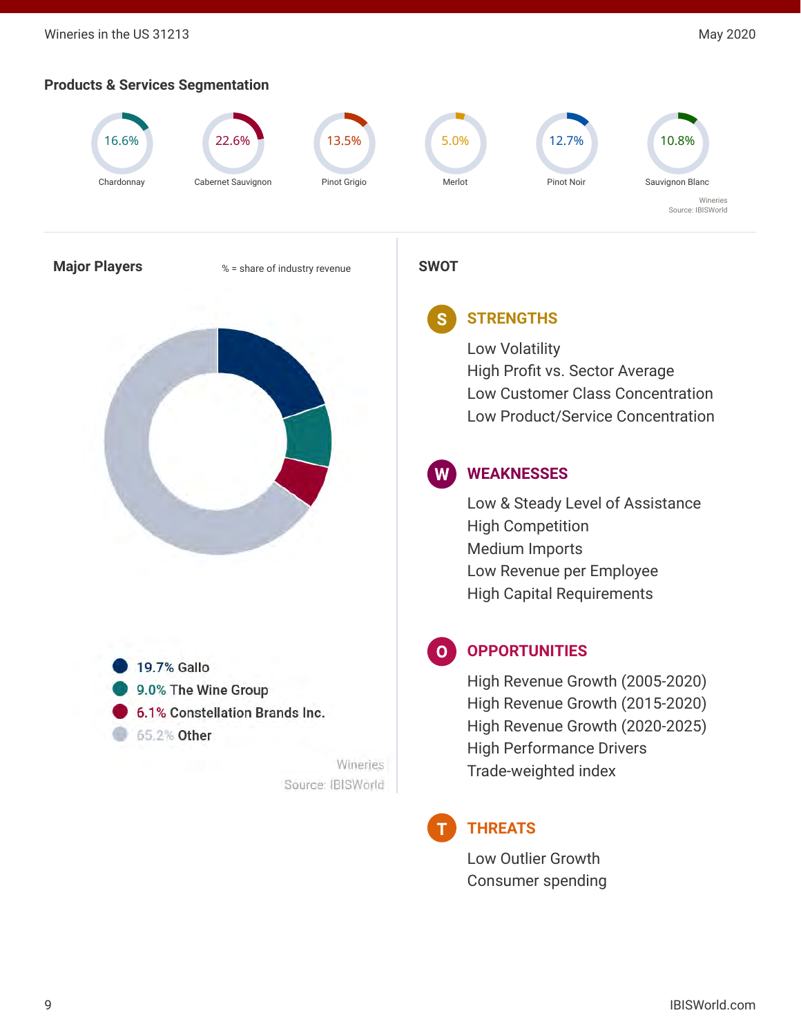## Products & Services Segmentation

| Product | Share |
|---|---|
| Chardonnay | 16.6% |
| Cabernet Sauvignon | 22.6% |
| Pinot Grigio | 13.5% |
| Merlot | 5.0% |
| Pinot Noir | 12.7% |
| Sauvignon Blanc | 10.8% |

Wineries
Source: IBISWorld

## Major Players

% = share of industry revenue

- 19.7% Gallo
- 9.0% The Wine Group
- 6.1% Constellation Brands Inc.
- 65.2% Other

Wineries
Source: IBISWorld

## SWOT

### STRENGTHS

Low Volatility
High Profit vs. Sector Average
Low Customer Class Concentration
Low Product/Service Concentration

### WEAKNESSES

Low & Steady Level of Assistance
High Competition
Medium Imports
Low Revenue per Employee
High Capital Requirements

### OPPORTUNITIES

High Revenue Growth (2005-2020)
High Revenue Growth (2015-2020)
High Revenue Growth (2020-2025)
High Performance Drivers
Trade-weighted index

### THREATS

Low Outlier Growth
Consumer spending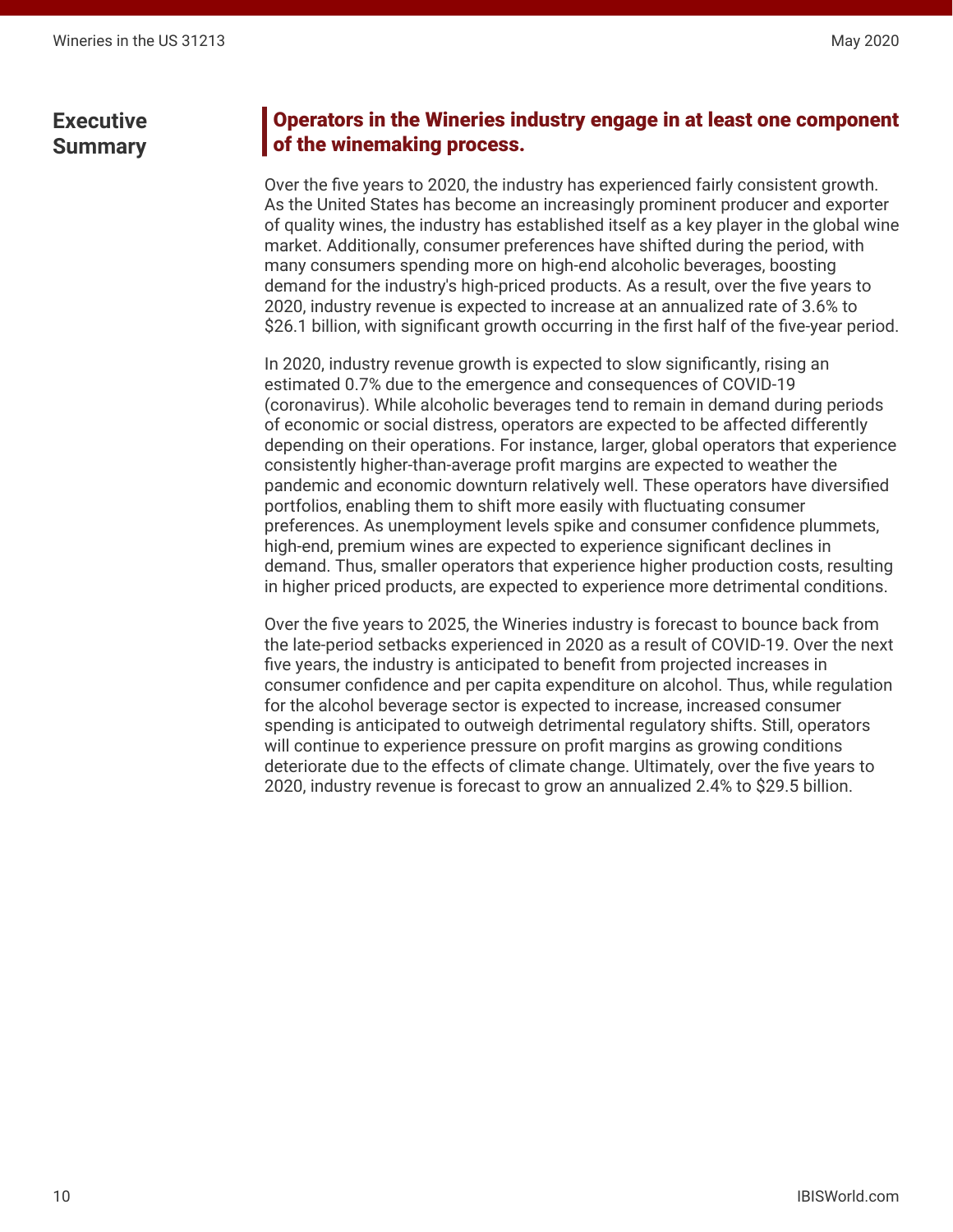## Executive Summary

### Operators in the Wineries industry engage in at least one component of the winemaking process.

Over the five years to 2020, the industry has experienced fairly consistent growth. As the United States has become an increasingly prominent producer and exporter of quality wines, the industry has established itself as a key player in the global wine market. Additionally, consumer preferences have shifted during the period, with many consumers spending more on high-end alcoholic beverages, boosting demand for the industry's high-priced products. As a result, over the five years to 2020, industry revenue is expected to increase at an annualized rate of 3.6% to $26.1 billion, with significant growth occurring in the first half of the five-year period.

In 2020, industry revenue growth is expected to slow significantly, rising an estimated 0.7% due to the emergence and consequences of COVID-19 (coronavirus). While alcoholic beverages tend to remain in demand during periods of economic or social distress, operators are expected to be affected differently depending on their operations. For instance, larger, global operators that experience consistently higher-than-average profit margins are expected to weather the pandemic and economic downturn relatively well. These operators have diversified portfolios, enabling them to shift more easily with fluctuating consumer preferences. As unemployment levels spike and consumer confidence plummets, high-end, premium wines are expected to experience significant declines in demand. Thus, smaller operators that experience higher production costs, resulting in higher priced products, are expected to experience more detrimental conditions.

Over the five years to 2025, the Wineries industry is forecast to bounce back from the late-period setbacks experienced in 2020 as a result of COVID-19. Over the next five years, the industry is anticipated to benefit from projected increases in consumer confidence and per capita expenditure on alcohol. Thus, while regulation for the alcohol beverage sector is expected to increase, increased consumer spending is anticipated to outweigh detrimental regulatory shifts. Still, operators will continue to experience pressure on profit margins as growing conditions deteriorate due to the effects of climate change. Ultimately, over the five years to 2020, industry revenue is forecast to grow an annualized 2.4% to $29.5 billion.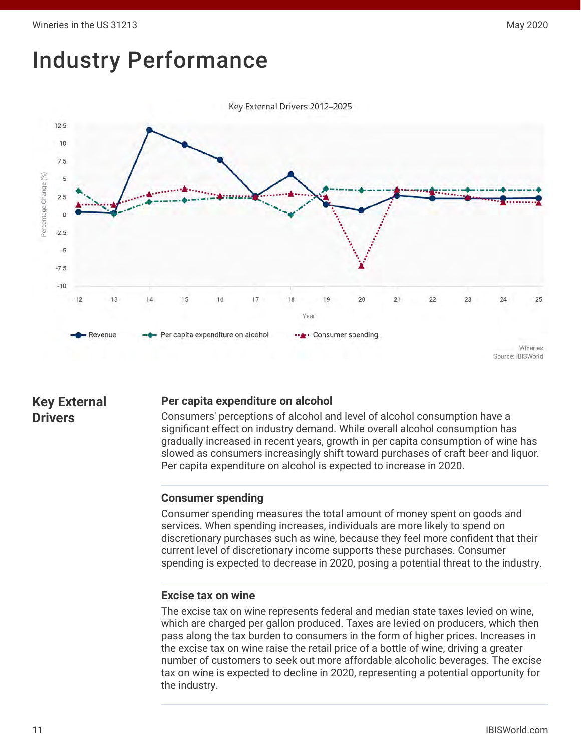# Industry Performance

Key External Drivers 2012–2025

Revenue | Per capita expenditure on alcohol | Consumer spending

Wineries
Source: IBISWorld

## Key External Drivers

### Per capita expenditure on alcohol

Consumers' perceptions of alcohol and level of alcohol consumption have a significant effect on industry demand. While overall alcohol consumption has gradually increased in recent years, growth in per capita consumption of wine has slowed as consumers increasingly shift toward purchases of craft beer and liquor. Per capita expenditure on alcohol is expected to increase in 2020.

### Consumer spending

Consumer spending measures the total amount of money spent on goods and services. When spending increases, individuals are more likely to spend on discretionary purchases such as wine, because they feel more confident that their current level of discretionary income supports these purchases. Consumer spending is expected to decrease in 2020, posing a potential threat to the industry.

### Excise tax on wine

The excise tax on wine represents federal and median state taxes levied on wine, which are charged per gallon produced. Taxes are levied on producers, which then pass along the tax burden to consumers in the form of higher prices. Increases in the excise tax on wine raise the retail price of a bottle of wine, driving a greater number of customers to seek out more affordable alcoholic beverages. The excise tax on wine is expected to decline in 2020, representing a potential opportunity for the industry.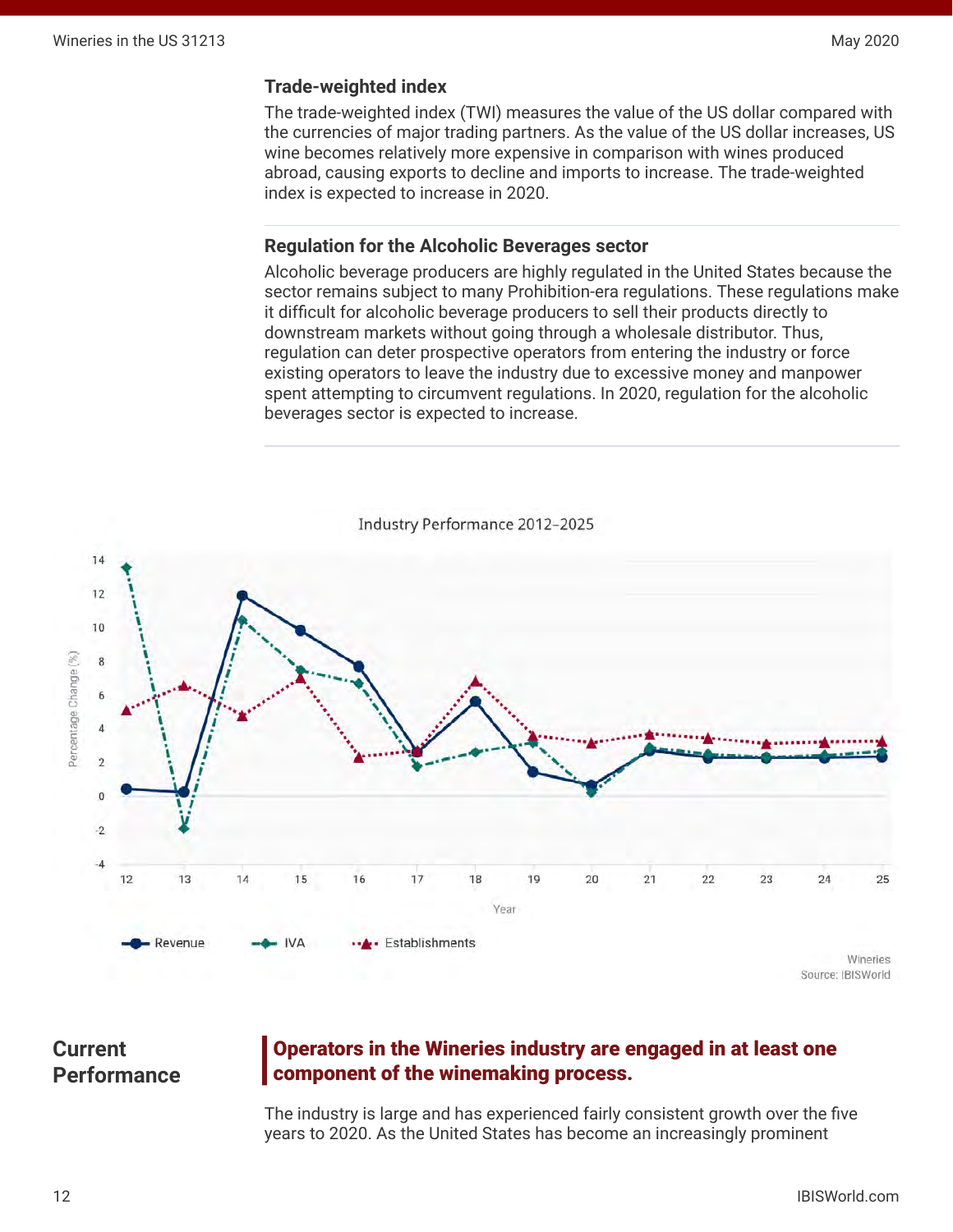### Trade-weighted index

The trade-weighted index (TWI) measures the value of the US dollar compared with the currencies of major trading partners. As the value of the US dollar increases, US wine becomes relatively more expensive in comparison with wines produced abroad, causing exports to decline and imports to increase. The trade-weighted index is expected to increase in 2020.

### Regulation for the Alcoholic Beverages sector

Alcoholic beverage producers are highly regulated in the United States because the sector remains subject to many Prohibition-era regulations. These regulations make it difficult for alcoholic beverage producers to sell their products directly to downstream markets without going through a wholesale distributor. Thus, regulation can deter prospective operators from entering the industry or force existing operators to leave the industry due to excessive money and manpower spent attempting to circumvent regulations. In 2020, regulation for the alcoholic beverages sector is expected to increase.

Industry Performance 2012-2025

Wineries
Source: IBISWorld

## Current Performance

**Operators in the Wineries industry are engaged in at least one component of the winemaking process.**

The industry is large and has experienced fairly consistent growth over the five years to 2020. As the United States has become an increasingly prominent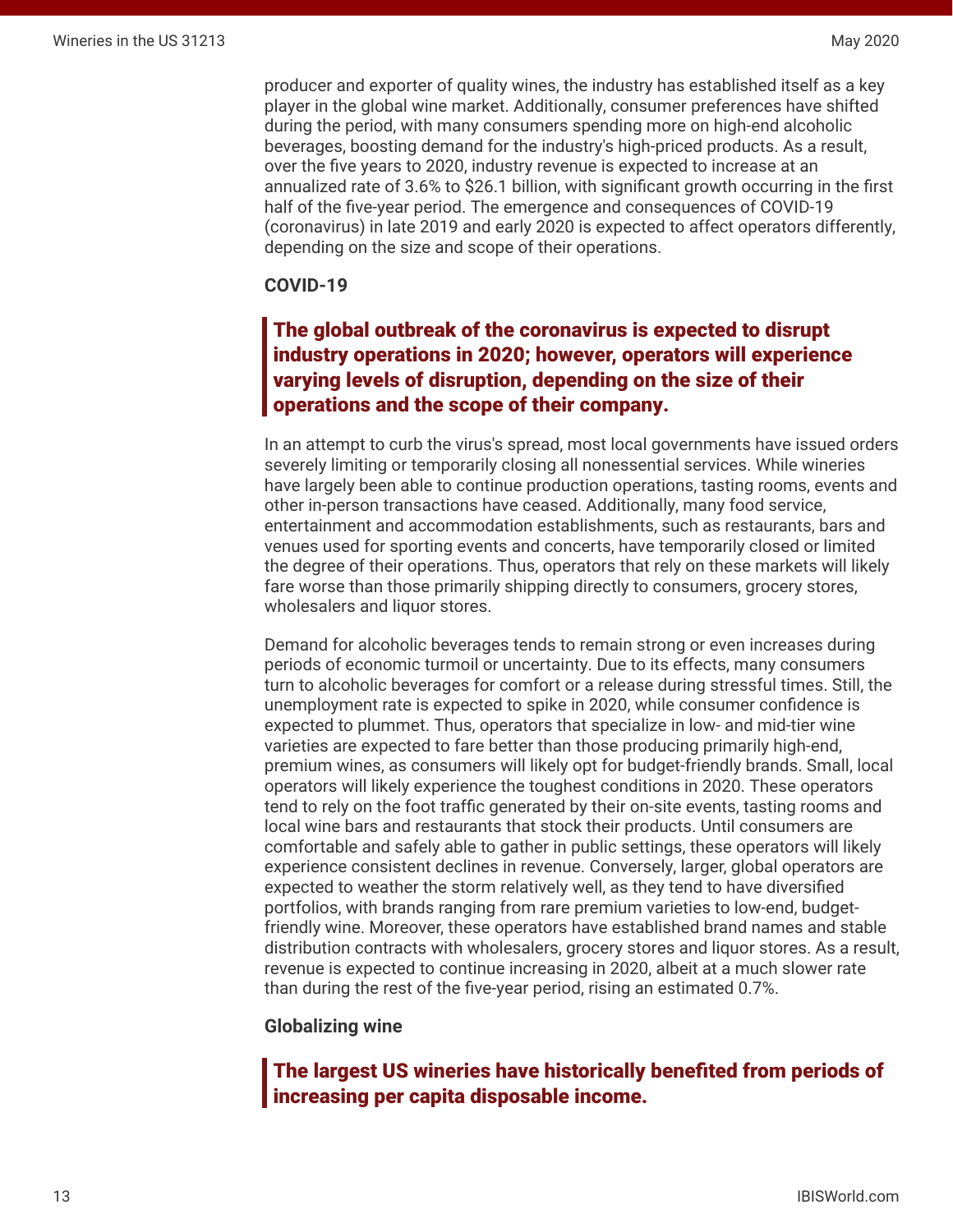producer and exporter of quality wines, the industry has established itself as a key player in the global wine market. Additionally, consumer preferences have shifted during the period, with many consumers spending more on high-end alcoholic beverages, boosting demand for the industry's high-priced products. As a result, over the five years to 2020, industry revenue is expected to increase at an annualized rate of 3.6% to $26.1 billion, with significant growth occurring in the first half of the five-year period. The emergence and consequences of COVID-19 (coronavirus) in late 2019 and early 2020 is expected to affect operators differently, depending on the size and scope of their operations.

### COVID-19

> **The global outbreak of the coronavirus is expected to disrupt industry operations in 2020; however, operators will experience varying levels of disruption, depending on the size of their operations and the scope of their company.**

In an attempt to curb the virus's spread, most local governments have issued orders severely limiting or temporarily closing all nonessential services. While wineries have largely been able to continue production operations, tasting rooms, events and other in-person transactions have ceased. Additionally, many food service, entertainment and accommodation establishments, such as restaurants, bars and venues used for sporting events and concerts, have temporarily closed or limited the degree of their operations. Thus, operators that rely on these markets will likely fare worse than those primarily shipping directly to consumers, grocery stores, wholesalers and liquor stores.

Demand for alcoholic beverages tends to remain strong or even increases during periods of economic turmoil or uncertainty. Due to its effects, many consumers turn to alcoholic beverages for comfort or a release during stressful times. Still, the unemployment rate is expected to spike in 2020, while consumer confidence is expected to plummet. Thus, operators that specialize in low- and mid-tier wine varieties are expected to fare better than those producing primarily high-end, premium wines, as consumers will likely opt for budget-friendly brands. Small, local operators will likely experience the toughest conditions in 2020. These operators tend to rely on the foot traffic generated by their on-site events, tasting rooms and local wine bars and restaurants that stock their products. Until consumers are comfortable and safely able to gather in public settings, these operators will likely experience consistent declines in revenue. Conversely, larger, global operators are expected to weather the storm relatively well, as they tend to have diversified portfolios, with brands ranging from rare premium varieties to low-end, budget-friendly wine. Moreover, these operators have established brand names and stable distribution contracts with wholesalers, grocery stores and liquor stores. As a result, revenue is expected to continue increasing in 2020, albeit at a much slower rate than during the rest of the five-year period, rising an estimated 0.7%.

### Globalizing wine

> **The largest US wineries have historically benefited from periods of increasing per capita disposable income.**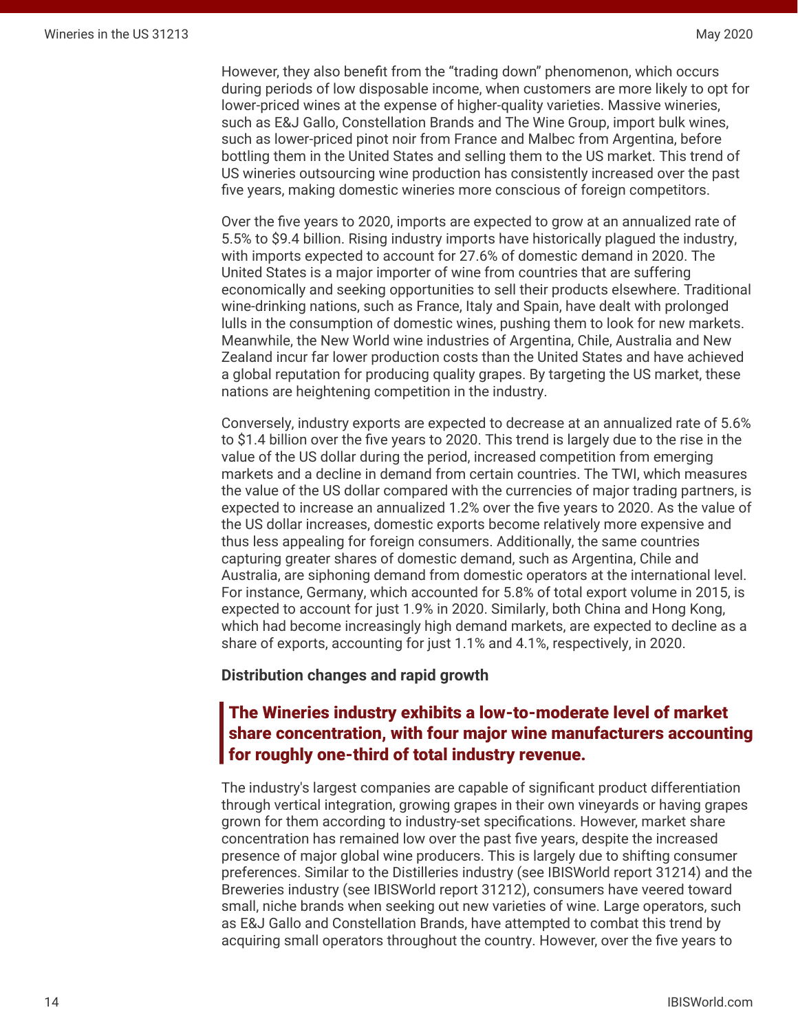However, they also benefit from the "trading down" phenomenon, which occurs during periods of low disposable income, when customers are more likely to opt for lower-priced wines at the expense of higher-quality varieties. Massive wineries, such as E&J Gallo, Constellation Brands and The Wine Group, import bulk wines, such as lower-priced pinot noir from France and Malbec from Argentina, before bottling them in the United States and selling them to the US market. This trend of US wineries outsourcing wine production has consistently increased over the past five years, making domestic wineries more conscious of foreign competitors.

Over the five years to 2020, imports are expected to grow at an annualized rate of 5.5% to $9.4 billion. Rising industry imports have historically plagued the industry, with imports expected to account for 27.6% of domestic demand in 2020. The United States is a major importer of wine from countries that are suffering economically and seeking opportunities to sell their products elsewhere. Traditional wine-drinking nations, such as France, Italy and Spain, have dealt with prolonged lulls in the consumption of domestic wines, pushing them to look for new markets. Meanwhile, the New World wine industries of Argentina, Chile, Australia and New Zealand incur far lower production costs than the United States and have achieved a global reputation for producing quality grapes. By targeting the US market, these nations are heightening competition in the industry.

Conversely, industry exports are expected to decrease at an annualized rate of 5.6% to $1.4 billion over the five years to 2020. This trend is largely due to the rise in the value of the US dollar during the period, increased competition from emerging markets and a decline in demand from certain countries. The TWI, which measures the value of the US dollar compared with the currencies of major trading partners, is expected to increase an annualized 1.2% over the five years to 2020. As the value of the US dollar increases, domestic exports become relatively more expensive and thus less appealing for foreign consumers. Additionally, the same countries capturing greater shares of domestic demand, such as Argentina, Chile and Australia, are siphoning demand from domestic operators at the international level. For instance, Germany, which accounted for 5.8% of total export volume in 2015, is expected to account for just 1.9% in 2020. Similarly, both China and Hong Kong, which had become increasingly high demand markets, are expected to decline as a share of exports, accounting for just 1.1% and 4.1%, respectively, in 2020.

**Distribution changes and rapid growth**

> **The Wineries industry exhibits a low-to-moderate level of market share concentration, with four major wine manufacturers accounting for roughly one-third of total industry revenue.**

The industry's largest companies are capable of significant product differentiation through vertical integration, growing grapes in their own vineyards or having grapes grown for them according to industry-set specifications. However, market share concentration has remained low over the past five years, despite the increased presence of major global wine producers. This is largely due to shifting consumer preferences. Similar to the Distilleries industry (see IBISWorld report 31214) and the Breweries industry (see IBISWorld report 31212), consumers have veered toward small, niche brands when seeking out new varieties of wine. Large operators, such as E&J Gallo and Constellation Brands, have attempted to combat this trend by acquiring small operators throughout the country. However, over the five years to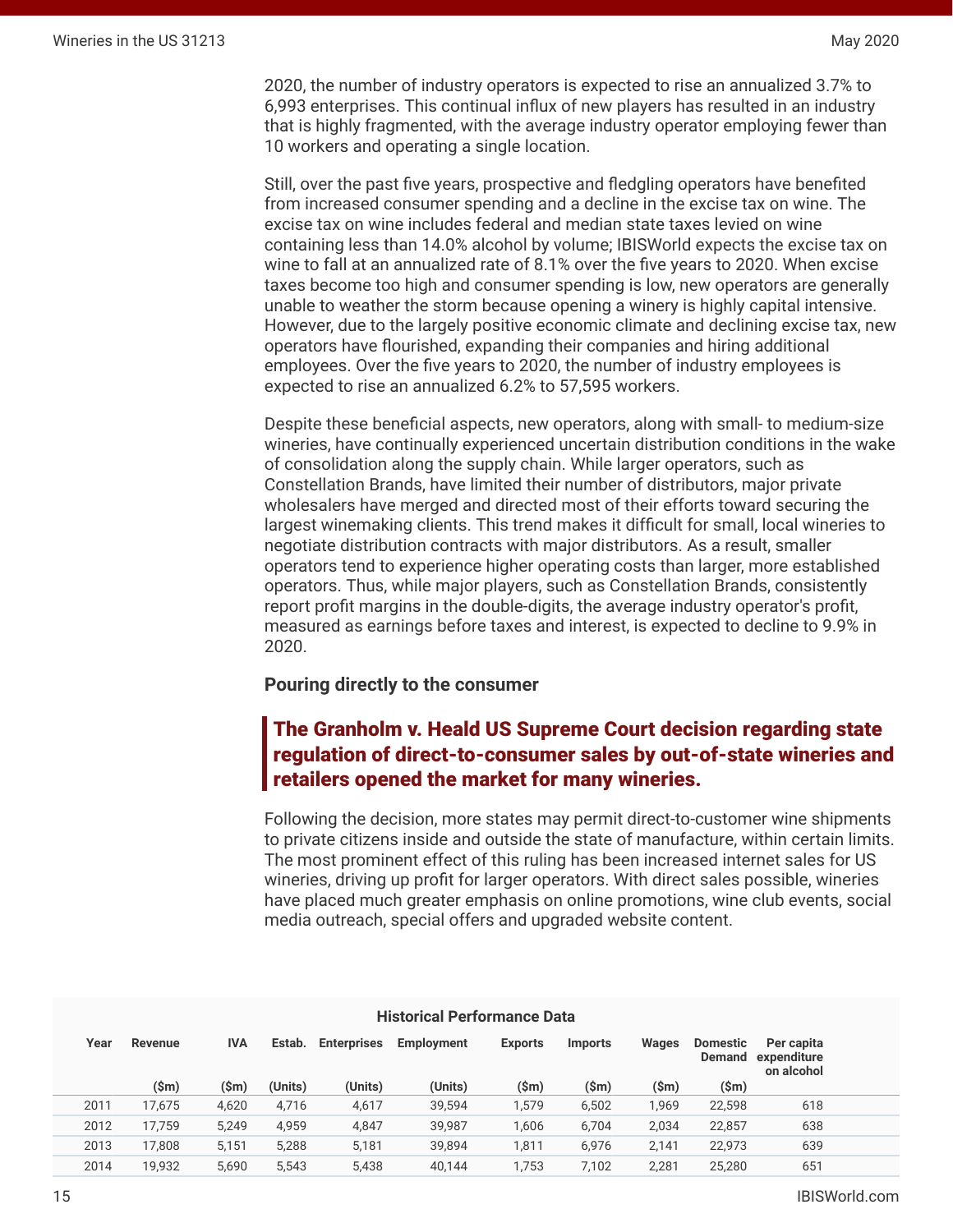2020, the number of industry operators is expected to rise an annualized 3.7% to 6,993 enterprises. This continual influx of new players has resulted in an industry that is highly fragmented, with the average industry operator employing fewer than 10 workers and operating a single location.

Still, over the past five years, prospective and fledgling operators have benefited from increased consumer spending and a decline in the excise tax on wine. The excise tax on wine includes federal and median state taxes levied on wine containing less than 14.0% alcohol by volume; IBISWorld expects the excise tax on wine to fall at an annualized rate of 8.1% over the five years to 2020. When excise taxes become too high and consumer spending is low, new operators are generally unable to weather the storm because opening a winery is highly capital intensive. However, due to the largely positive economic climate and declining excise tax, new operators have flourished, expanding their companies and hiring additional employees. Over the five years to 2020, the number of industry employees is expected to rise an annualized 6.2% to 57,595 workers.

Despite these beneficial aspects, new operators, along with small- to medium-size wineries, have continually experienced uncertain distribution conditions in the wake of consolidation along the supply chain. While larger operators, such as Constellation Brands, have limited their number of distributors, major private wholesalers have merged and directed most of their efforts toward securing the largest winemaking clients. This trend makes it difficult for small, local wineries to negotiate distribution contracts with major distributors. As a result, smaller operators tend to experience higher operating costs than larger, more established operators. Thus, while major players, such as Constellation Brands, consistently report profit margins in the double-digits, the average industry operator's profit, measured as earnings before taxes and interest, is expected to decline to 9.9% in 2020.

### Pouring directly to the consumer

> **The Granholm v. Heald US Supreme Court decision regarding state regulation of direct-to-consumer sales by out-of-state wineries and retailers opened the market for many wineries.**

Following the decision, more states may permit direct-to-customer wine shipments to private citizens inside and outside the state of manufacture, within certain limits. The most prominent effect of this ruling has been increased internet sales for US wineries, driving up profit for larger operators. With direct sales possible, wineries have placed much greater emphasis on online promotions, wine club events, social media outreach, special offers and upgraded website content.

**Historical Performance Data**

| Year | Revenue ($m) | IVA ($m) | Estab. (Units) | Enterprises (Units) | Employment (Units) | Exports ($m) | Imports ($m) | Wages ($m) | Domestic Demand ($m) | Per capita expenditure on alcohol |
|---|---|---|---|---|---|---|---|---|---|---|
| 2011 | 17,675 | 4,620 | 4,716 | 4,617 | 39,594 | 1,579 | 6,502 | 1,969 | 22,598 | 618 |
| 2012 | 17,759 | 5,249 | 4,959 | 4,847 | 39,987 | 1,606 | 6,704 | 2,034 | 22,857 | 638 |
| 2013 | 17,808 | 5,151 | 5,288 | 5,181 | 39,894 | 1,811 | 6,976 | 2,141 | 22,973 | 639 |
| 2014 | 19,932 | 5,690 | 5,543 | 5,438 | 40,144 | 1,753 | 7,102 | 2,281 | 25,280 | 651 |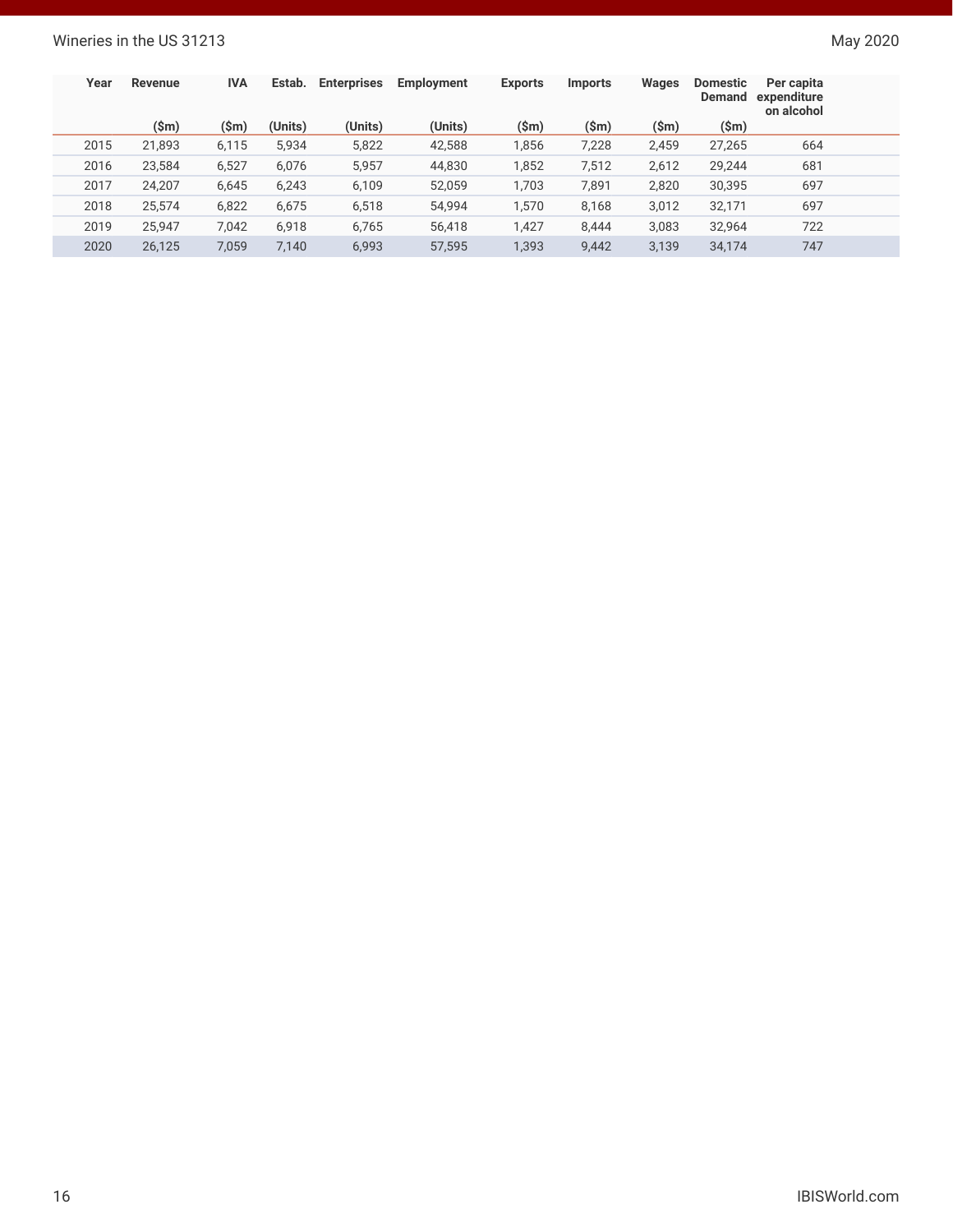| Year | Revenue ($m) | IVA ($m) | Estab. (Units) | Enterprises (Units) | Employment (Units) | Exports ($m) | Imports ($m) | Wages ($m) | Domestic Demand ($m) | Per capita expenditure on alcohol |
|---|---|---|---|---|---|---|---|---|---|---|
| 2015 | 21,893 | 6,115 | 5,934 | 5,822 | 42,588 | 1,856 | 7,228 | 2,459 | 27,265 | 664 |
| 2016 | 23,584 | 6,527 | 6,076 | 5,957 | 44,830 | 1,852 | 7,512 | 2,612 | 29,244 | 681 |
| 2017 | 24,207 | 6,645 | 6,243 | 6,109 | 52,059 | 1,703 | 7,891 | 2,820 | 30,395 | 697 |
| 2018 | 25,574 | 6,822 | 6,675 | 6,518 | 54,994 | 1,570 | 8,168 | 3,012 | 32,171 | 697 |
| 2019 | 25,947 | 7,042 | 6,918 | 6,765 | 56,418 | 1,427 | 8,444 | 3,083 | 32,964 | 722 |
| 2020 | 26,125 | 7,059 | 7,140 | 6,993 | 57,595 | 1,393 | 9,442 | 3,139 | 34,174 | 747 |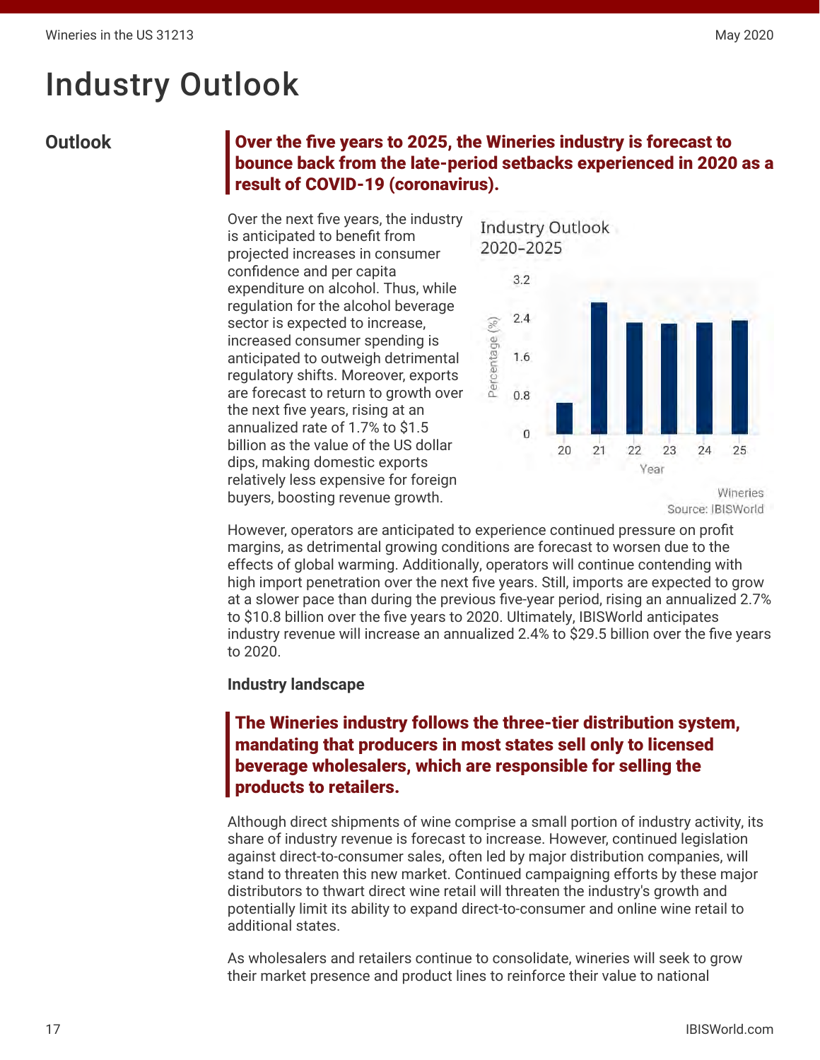# Industry Outlook

## Outlook

**Over the five years to 2025, the Wineries industry is forecast to bounce back from the late-period setbacks experienced in 2020 as a result of COVID-19 (coronavirus).**

Over the next five years, the industry is anticipated to benefit from projected increases in consumer confidence and per capita expenditure on alcohol. Thus, while regulation for the alcohol beverage sector is expected to increase, increased consumer spending is anticipated to outweigh detrimental regulatory shifts. Moreover, exports are forecast to return to growth over the next five years, rising at an annualized rate of 1.7% to $1.5 billion as the value of the US dollar dips, making domestic exports relatively less expensive for foreign buyers, boosting revenue growth.

Industry Outlook 2020–2025

Wineries

Source: IBISWorld

However, operators are anticipated to experience continued pressure on profit margins, as detrimental growing conditions are forecast to worsen due to the effects of global warming. Additionally, operators will continue contending with high import penetration over the next five years. Still, imports are expected to grow at a slower pace than during the previous five-year period, rising an annualized 2.7% to $10.8 billion over the five years to 2020. Ultimately, IBISWorld anticipates industry revenue will increase an annualized 2.4% to $29.5 billion over the five years to 2020.

### Industry landscape

**The Wineries industry follows the three-tier distribution system, mandating that producers in most states sell only to licensed beverage wholesalers, which are responsible for selling the products to retailers.**

Although direct shipments of wine comprise a small portion of industry activity, its share of industry revenue is forecast to increase. However, continued legislation against direct-to-consumer sales, often led by major distribution companies, will stand to threaten this new market. Continued campaigning efforts by these major distributors to thwart direct wine retail will threaten the industry's growth and potentially limit its ability to expand direct-to-consumer and online wine retail to additional states.

As wholesalers and retailers continue to consolidate, wineries will seek to grow their market presence and product lines to reinforce their value to national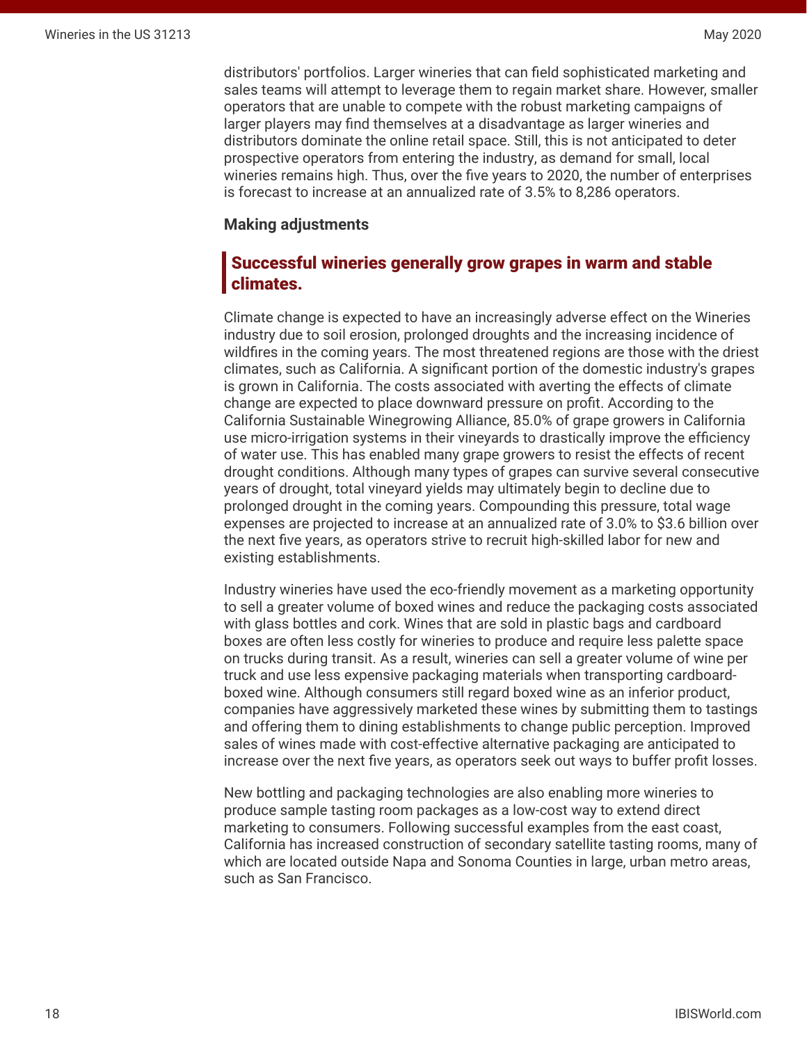distributors' portfolios. Larger wineries that can field sophisticated marketing and sales teams will attempt to leverage them to regain market share. However, smaller operators that are unable to compete with the robust marketing campaigns of larger players may find themselves at a disadvantage as larger wineries and distributors dominate the online retail space. Still, this is not anticipated to deter prospective operators from entering the industry, as demand for small, local wineries remains high. Thus, over the five years to 2020, the number of enterprises is forecast to increase at an annualized rate of 3.5% to 8,286 operators.

**Making adjustments**

### Successful wineries generally grow grapes in warm and stable climates.

Climate change is expected to have an increasingly adverse effect on the Wineries industry due to soil erosion, prolonged droughts and the increasing incidence of wildfires in the coming years. The most threatened regions are those with the driest climates, such as California. A significant portion of the domestic industry's grapes is grown in California. The costs associated with averting the effects of climate change are expected to place downward pressure on profit. According to the California Sustainable Winegrowing Alliance, 85.0% of grape growers in California use micro-irrigation systems in their vineyards to drastically improve the efficiency of water use. This has enabled many grape growers to resist the effects of recent drought conditions. Although many types of grapes can survive several consecutive years of drought, total vineyard yields may ultimately begin to decline due to prolonged drought in the coming years. Compounding this pressure, total wage expenses are projected to increase at an annualized rate of 3.0% to $3.6 billion over the next five years, as operators strive to recruit high-skilled labor for new and existing establishments.

Industry wineries have used the eco-friendly movement as a marketing opportunity to sell a greater volume of boxed wines and reduce the packaging costs associated with glass bottles and cork. Wines that are sold in plastic bags and cardboard boxes are often less costly for wineries to produce and require less palette space on trucks during transit. As a result, wineries can sell a greater volume of wine per truck and use less expensive packaging materials when transporting cardboard-boxed wine. Although consumers still regard boxed wine as an inferior product, companies have aggressively marketed these wines by submitting them to tastings and offering them to dining establishments to change public perception. Improved sales of wines made with cost-effective alternative packaging are anticipated to increase over the next five years, as operators seek out ways to buffer profit losses.

New bottling and packaging technologies are also enabling more wineries to produce sample tasting room packages as a low-cost way to extend direct marketing to consumers. Following successful examples from the east coast, California has increased construction of secondary satellite tasting rooms, many of which are located outside Napa and Sonoma Counties in large, urban metro areas, such as San Francisco.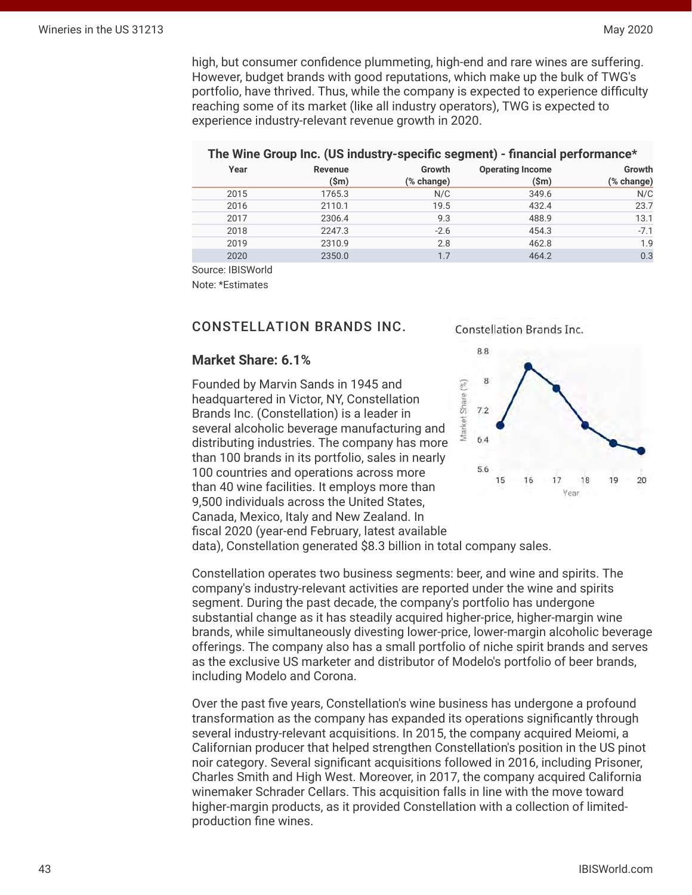high, but consumer confidence plummeting, high-end and rare wines are suffering. However, budget brands with good reputations, which make up the bulk of TWG's portfolio, have thrived. Thus, while the company is expected to experience difficulty reaching some of its market (like all industry operators), TWG is expected to experience industry-relevant revenue growth in 2020.

**The Wine Group Inc. (US industry-specific segment) - financial performance***

| Year | Revenue ($m) | Growth (% change) | Operating Income ($m) | Growth (% change) |
|---|---|---|---|---|
| 2015 | 1765.3 | N/C | 349.6 | N/C |
| 2016 | 2110.1 | 19.5 | 432.4 | 23.7 |
| 2017 | 2306.4 | 9.3 | 488.9 | 13.1 |
| 2018 | 2247.3 | -2.6 | 454.3 | -7.1 |
| 2019 | 2310.9 | 2.8 | 462.8 | 1.9 |
| 2020 | 2350.0 | 1.7 | 464.2 | 0.3 |

Source: IBISWorld

Note: *Estimates

## CONSTELLATION BRANDS INC.

### Market Share: 6.1%

Founded by Marvin Sands in 1945 and headquartered in Victor, NY, Constellation Brands Inc. (Constellation) is a leader in several alcoholic beverage manufacturing and distributing industries. The company has more than 100 brands in its portfolio, sales in nearly 100 countries and operations across more than 40 wine facilities. It employs more than 9,500 individuals across the United States, Canada, Mexico, Italy and New Zealand. In fiscal 2020 (year-end February, latest available data), Constellation generated $8.3 billion in total company sales.

Constellation operates two business segments: beer, and wine and spirits. The company's industry-relevant activities are reported under the wine and spirits segment. During the past decade, the company's portfolio has undergone substantial change as it has steadily acquired higher-price, higher-margin wine brands, while simultaneously divesting lower-price, lower-margin alcoholic beverage offerings. The company also has a small portfolio of niche spirit brands and serves as the exclusive US marketer and distributor of Modelo's portfolio of beer brands, including Modelo and Corona.

Over the past five years, Constellation's wine business has undergone a profound transformation as the company has expanded its operations significantly through several industry-relevant acquisitions. In 2015, the company acquired Meiomi, a Californian producer that helped strengthen Constellation's position in the US pinot noir category. Several significant acquisitions followed in 2016, including Prisoner, Charles Smith and High West. Moreover, in 2017, the company acquired California winemaker Schrader Cellars. This acquisition falls in line with the move toward higher-margin products, as it provided Constellation with a collection of limited-production fine wines.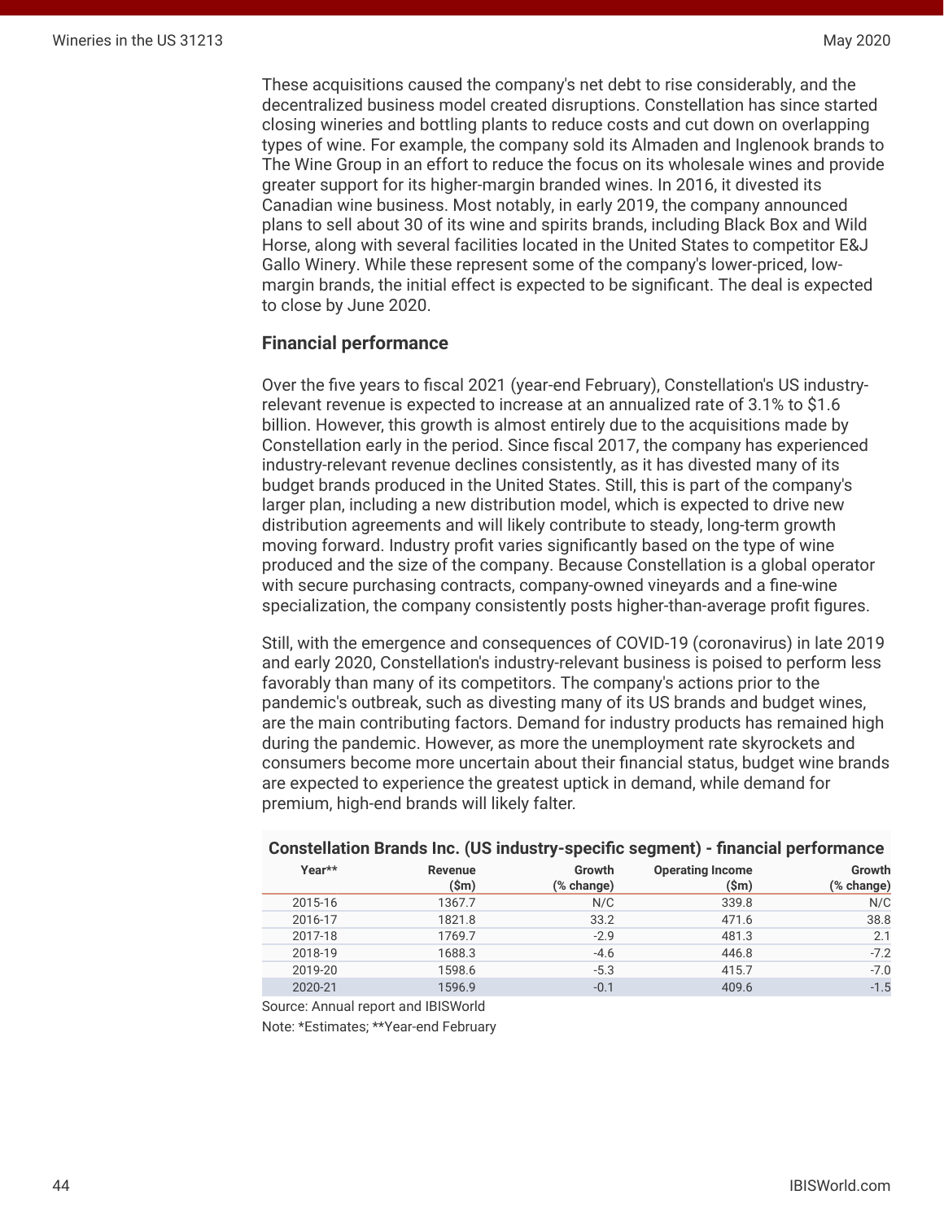These acquisitions caused the company's net debt to rise considerably, and the decentralized business model created disruptions. Constellation has since started closing wineries and bottling plants to reduce costs and cut down on overlapping types of wine. For example, the company sold its Almaden and Inglenook brands to The Wine Group in an effort to reduce the focus on its wholesale wines and provide greater support for its higher-margin branded wines. In 2016, it divested its Canadian wine business. Most notably, in early 2019, the company announced plans to sell about 30 of its wine and spirits brands, including Black Box and Wild Horse, along with several facilities located in the United States to competitor E&J Gallo Winery. While these represent some of the company's lower-priced, low-margin brands, the initial effect is expected to be significant. The deal is expected to close by June 2020.

### Financial performance

Over the five years to fiscal 2021 (year-end February), Constellation's US industry-relevant revenue is expected to increase at an annualized rate of 3.1% to $1.6 billion. However, this growth is almost entirely due to the acquisitions made by Constellation early in the period. Since fiscal 2017, the company has experienced industry-relevant revenue declines consistently, as it has divested many of its budget brands produced in the United States. Still, this is part of the company's larger plan, including a new distribution model, which is expected to drive new distribution agreements and will likely contribute to steady, long-term growth moving forward. Industry profit varies significantly based on the type of wine produced and the size of the company. Because Constellation is a global operator with secure purchasing contracts, company-owned vineyards and a fine-wine specialization, the company consistently posts higher-than-average profit figures.

Still, with the emergence and consequences of COVID-19 (coronavirus) in late 2019 and early 2020, Constellation's industry-relevant business is poised to perform less favorably than many of its competitors. The company's actions prior to the pandemic's outbreak, such as divesting many of its US brands and budget wines, are the main contributing factors. Demand for industry products has remained high during the pandemic. However, as more the unemployment rate skyrockets and consumers become more uncertain about their financial status, budget wine brands are expected to experience the greatest uptick in demand, while demand for premium, high-end brands will likely falter.

**Constellation Brands Inc. (US industry-specific segment) - financial performance**

| Year** | Revenue ($m) | Growth (% change) | Operating Income ($m) | Growth (% change) |
|---|---|---|---|---|
| 2015-16 | 1367.7 | N/C | 339.8 | N/C |
| 2016-17 | 1821.8 | 33.2 | 471.6 | 38.8 |
| 2017-18 | 1769.7 | -2.9 | 481.3 | 2.1 |
| 2018-19 | 1688.3 | -4.6 | 446.8 | -7.2 |
| 2019-20 | 1598.6 | -5.3 | 415.7 | -7.0 |
| 2020-21 | 1596.9 | -0.1 | 409.6 | -1.5 |

Source: Annual report and IBISWorld

Note: *Estimates; **Year-end February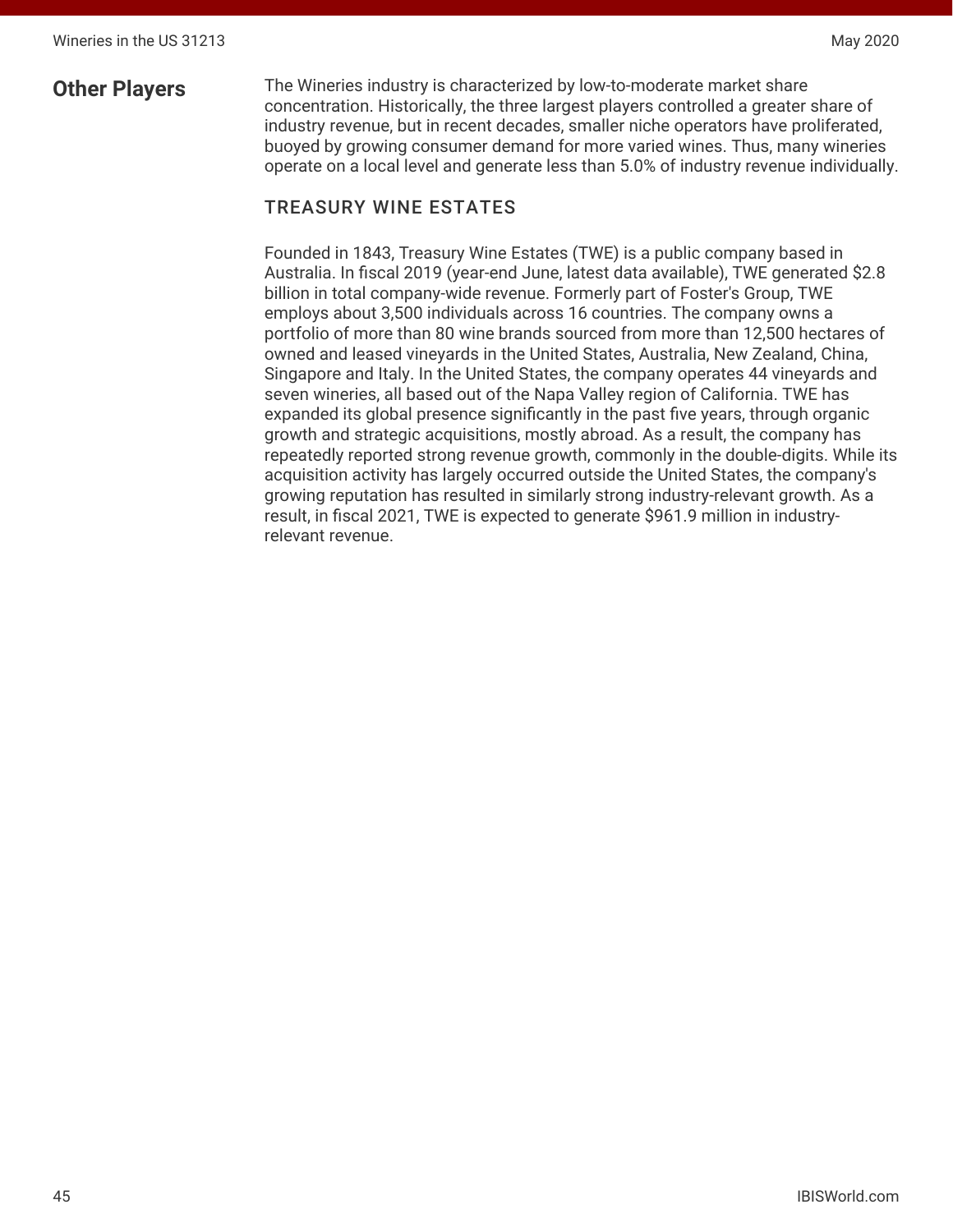## Other Players

The Wineries industry is characterized by low-to-moderate market share concentration. Historically, the three largest players controlled a greater share of industry revenue, but in recent decades, smaller niche operators have proliferated, buoyed by growing consumer demand for more varied wines. Thus, many wineries operate on a local level and generate less than 5.0% of industry revenue individually.

### TREASURY WINE ESTATES

Founded in 1843, Treasury Wine Estates (TWE) is a public company based in Australia. In fiscal 2019 (year-end June, latest data available), TWE generated $2.8 billion in total company-wide revenue. Formerly part of Foster's Group, TWE employs about 3,500 individuals across 16 countries. The company owns a portfolio of more than 80 wine brands sourced from more than 12,500 hectares of owned and leased vineyards in the United States, Australia, New Zealand, China, Singapore and Italy. In the United States, the company operates 44 vineyards and seven wineries, all based out of the Napa Valley region of California. TWE has expanded its global presence significantly in the past five years, through organic growth and strategic acquisitions, mostly abroad. As a result, the company has repeatedly reported strong revenue growth, commonly in the double-digits. While its acquisition activity has largely occurred outside the United States, the company's growing reputation has resulted in similarly strong industry-relevant growth. As a result, in fiscal 2021, TWE is expected to generate $961.9 million in industry-relevant revenue.